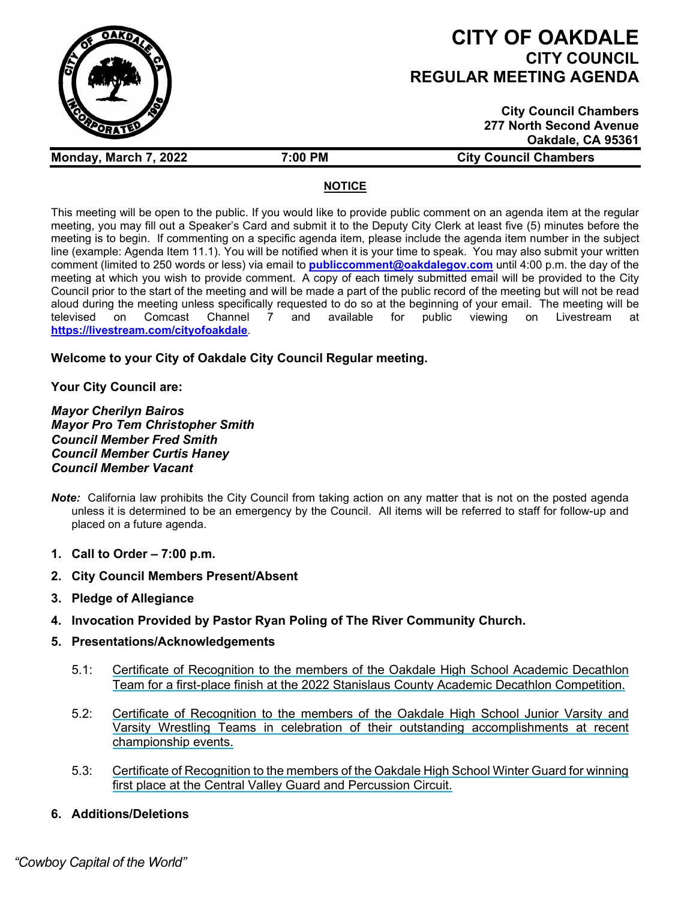# CITY OF OAKDALE
## CITY COUNCIL
## REGULAR MEETING AGENDA

**City Council Chambers**
**277 North Second Avenue**
**Oakdale, CA 95361**

**Monday, March 7, 2022** | **7:00 PM** | **City Council Chambers**

**NOTICE**

This meeting will be open to the public. If you would like to provide public comment on an agenda item at the regular meeting, you may fill out a Speaker's Card and submit it to the Deputy City Clerk at least five (5) minutes before the meeting is to begin. If commenting on a specific agenda item, please include the agenda item number in the subject line (example: Agenda Item 11.1). You will be notified when it is your time to speak. You may also submit your written comment (limited to 250 words or less) via email to **publiccomment@oakdalegov.com** until 4:00 p.m. the day of the meeting at which you wish to provide comment. A copy of each timely submitted email will be provided to the City Council prior to the start of the meeting and will be made a part of the public record of the meeting but will not be read aloud during the meeting unless specifically requested to do so at the beginning of your email. The meeting will be televised on Comcast Channel 7 and available for public viewing on Livestream at **https://livestream.com/cityofoakdale**.

**Welcome to your City of Oakdale City Council Regular meeting.**

**Your City Council are:**

***Mayor Cherilyn Bairos***
***Mayor Pro Tem Christopher Smith***
***Council Member Fred Smith***
***Council Member Curtis Haney***
***Council Member Vacant***

***Note:*** California law prohibits the City Council from taking action on any matter that is not on the posted agenda unless it is determined to be an emergency by the Council. All items will be referred to staff for follow-up and placed on a future agenda.

1. **Call to Order – 7:00 p.m.**
2. **City Council Members Present/Absent**
3. **Pledge of Allegiance**
4. **Invocation Provided by Pastor Ryan Poling of The River Community Church.**
5. **Presentations/Acknowledgements**

   5.1: Certificate of Recognition to the members of the Oakdale High School Academic Decathlon Team for a first-place finish at the 2022 Stanislaus County Academic Decathlon Competition.

   5.2: Certificate of Recognition to the members of the Oakdale High School Junior Varsity and Varsity Wrestling Teams in celebration of their outstanding accomplishments at recent championship events.

   5.3: Certificate of Recognition to the members of the Oakdale High School Winter Guard for winning first place at the Central Valley Guard and Percussion Circuit.

6. **Additions/Deletions**

*"Cowboy Capital of the World"*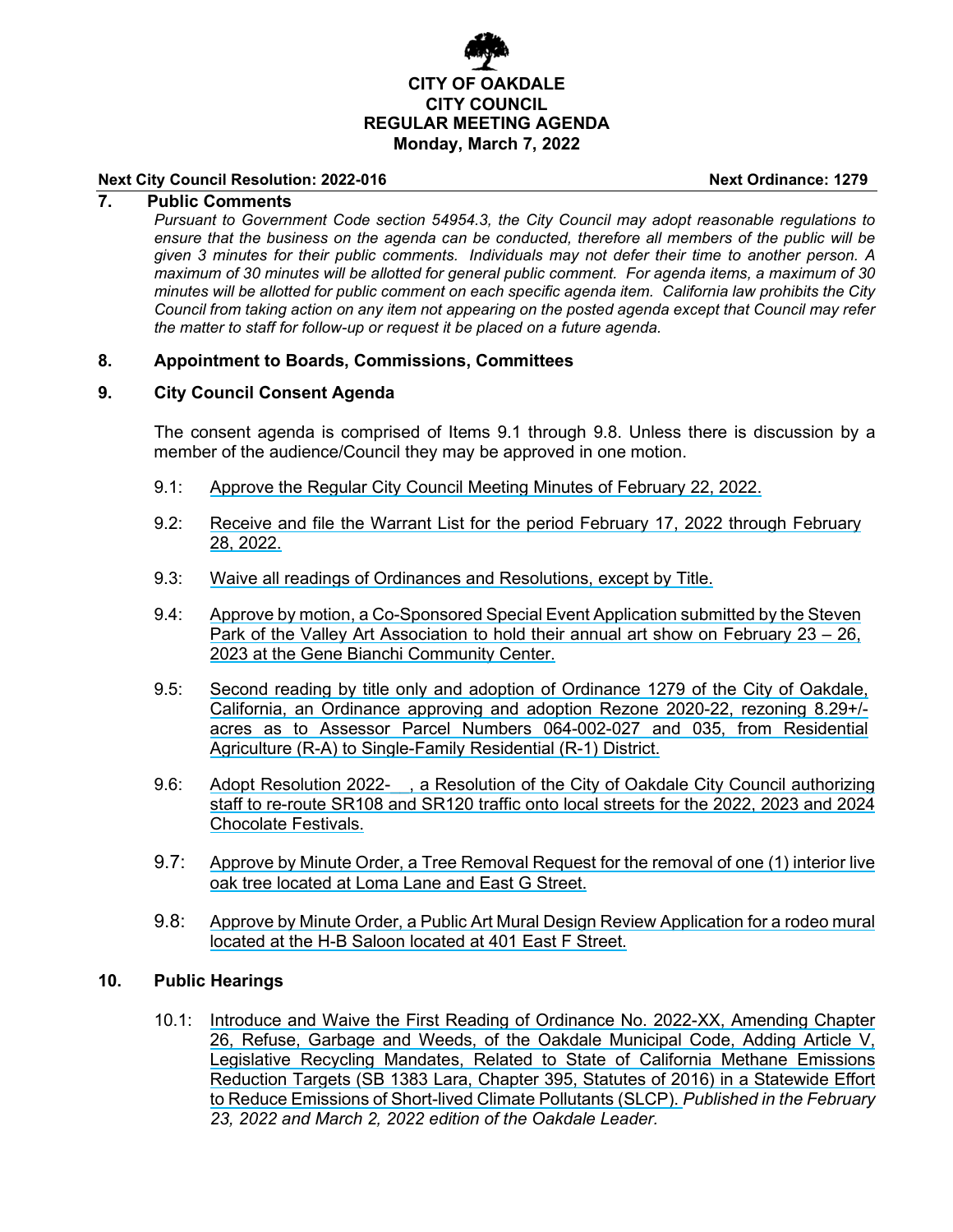**CITY OF OAKDALE**
**CITY COUNCIL**
**REGULAR MEETING AGENDA**
**Monday, March 7, 2022**

**Next City Council Resolution: 2022-016** **Next Ordinance: 1279**

## 7. Public Comments

*Pursuant to Government Code section 54954.3, the City Council may adopt reasonable regulations to ensure that the business on the agenda can be conducted, therefore all members of the public will be given 3 minutes for their public comments. Individuals may not defer their time to another person. A maximum of 30 minutes will be allotted for general public comment. For agenda items, a maximum of 30 minutes will be allotted for public comment on each specific agenda item. California law prohibits the City Council from taking action on any item not appearing on the posted agenda except that Council may refer the matter to staff for follow-up or request it be placed on a future agenda.*

## 8. Appointment to Boards, Commissions, Committees

## 9. City Council Consent Agenda

The consent agenda is comprised of Items 9.1 through 9.8. Unless there is discussion by a member of the audience/Council they may be approved in one motion.

9.1: Approve the Regular City Council Meeting Minutes of February 22, 2022.

9.2: Receive and file the Warrant List for the period February 17, 2022 through February 28, 2022.

9.3: Waive all readings of Ordinances and Resolutions, except by Title.

9.4: Approve by motion, a Co-Sponsored Special Event Application submitted by the Steven Park of the Valley Art Association to hold their annual art show on February 23 – 26, 2023 at the Gene Bianchi Community Center.

9.5: Second reading by title only and adoption of Ordinance 1279 of the City of Oakdale, California, an Ordinance approving and adoption Rezone 2020-22, rezoning 8.29+/- acres as to Assessor Parcel Numbers 064-002-027 and 035, from Residential Agriculture (R-A) to Single-Family Residential (R-1) District.

9.6: Adopt Resolution 2022-\_\_\_, a Resolution of the City of Oakdale City Council authorizing staff to re-route SR108 and SR120 traffic onto local streets for the 2022, 2023 and 2024 Chocolate Festivals.

9.7: Approve by Minute Order, a Tree Removal Request for the removal of one (1) interior live oak tree located at Loma Lane and East G Street.

9.8: Approve by Minute Order, a Public Art Mural Design Review Application for a rodeo mural located at the H-B Saloon located at 401 East F Street.

## 10. Public Hearings

10.1: Introduce and Waive the First Reading of Ordinance No. 2022-XX, Amending Chapter 26, Refuse, Garbage and Weeds, of the Oakdale Municipal Code, Adding Article V, Legislative Recycling Mandates, Related to State of California Methane Emissions Reduction Targets (SB 1383 Lara, Chapter 395, Statutes of 2016) in a Statewide Effort to Reduce Emissions of Short-lived Climate Pollutants (SLCP). *Published in the February 23, 2022 and March 2, 2022 edition of the Oakdale Leader.*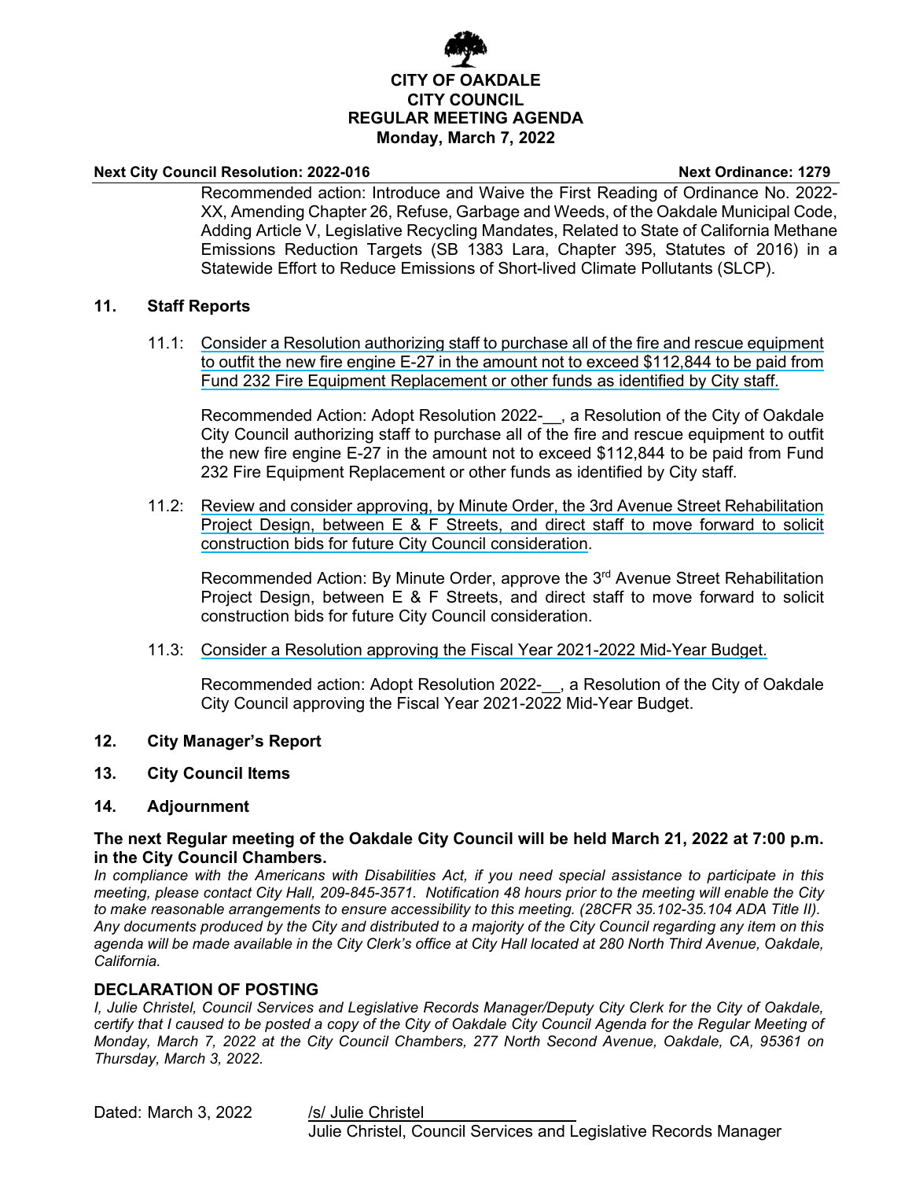**CITY OF OAKDALE**
**CITY COUNCIL**
**REGULAR MEETING AGENDA**
**Monday, March 7, 2022**

**Next City Council Resolution: 2022-016** **Next Ordinance: 1279**

Recommended action: Introduce and Waive the First Reading of Ordinance No. 2022-XX, Amending Chapter 26, Refuse, Garbage and Weeds, of the Oakdale Municipal Code, Adding Article V, Legislative Recycling Mandates, Related to State of California Methane Emissions Reduction Targets (SB 1383 Lara, Chapter 395, Statutes of 2016) in a Statewide Effort to Reduce Emissions of Short-lived Climate Pollutants (SLCP).

## 11. Staff Reports

11.1: Consider a Resolution authorizing staff to purchase all of the fire and rescue equipment to outfit the new fire engine E-27 in the amount not to exceed $112,844 to be paid from Fund 232 Fire Equipment Replacement or other funds as identified by City staff.

Recommended Action: Adopt Resolution 2022-__, a Resolution of the City of Oakdale City Council authorizing staff to purchase all of the fire and rescue equipment to outfit the new fire engine E-27 in the amount not to exceed $112,844 to be paid from Fund 232 Fire Equipment Replacement or other funds as identified by City staff.

11.2: Review and consider approving, by Minute Order, the 3rd Avenue Street Rehabilitation Project Design, between E & F Streets, and direct staff to move forward to solicit construction bids for future City Council consideration.

Recommended Action: By Minute Order, approve the 3rd Avenue Street Rehabilitation Project Design, between E & F Streets, and direct staff to move forward to solicit construction bids for future City Council consideration.

11.3: Consider a Resolution approving the Fiscal Year 2021-2022 Mid-Year Budget.

Recommended action: Adopt Resolution 2022-__, a Resolution of the City of Oakdale City Council approving the Fiscal Year 2021-2022 Mid-Year Budget.

## 12. City Manager's Report

## 13. City Council Items

## 14. Adjournment

**The next Regular meeting of the Oakdale City Council will be held March 21, 2022 at 7:00 p.m. in the City Council Chambers.**

*In compliance with the Americans with Disabilities Act, if you need special assistance to participate in this meeting, please contact City Hall, 209-845-3571. Notification 48 hours prior to the meeting will enable the City to make reasonable arrangements to ensure accessibility to this meeting. (28CFR 35.102-35.104 ADA Title II). Any documents produced by the City and distributed to a majority of the City Council regarding any item on this agenda will be made available in the City Clerk's office at City Hall located at 280 North Third Avenue, Oakdale, California.*

## DECLARATION OF POSTING

*I, Julie Christel, Council Services and Legislative Records Manager/Deputy City Clerk for the City of Oakdale, certify that I caused to be posted a copy of the City of Oakdale City Council Agenda for the Regular Meeting of Monday, March 7, 2022 at the City Council Chambers, 277 North Second Avenue, Oakdale, CA, 95361 on Thursday, March 3, 2022.*

Dated: March 3, 2022 /s/ Julie Christel
Julie Christel, Council Services and Legislative Records Manager